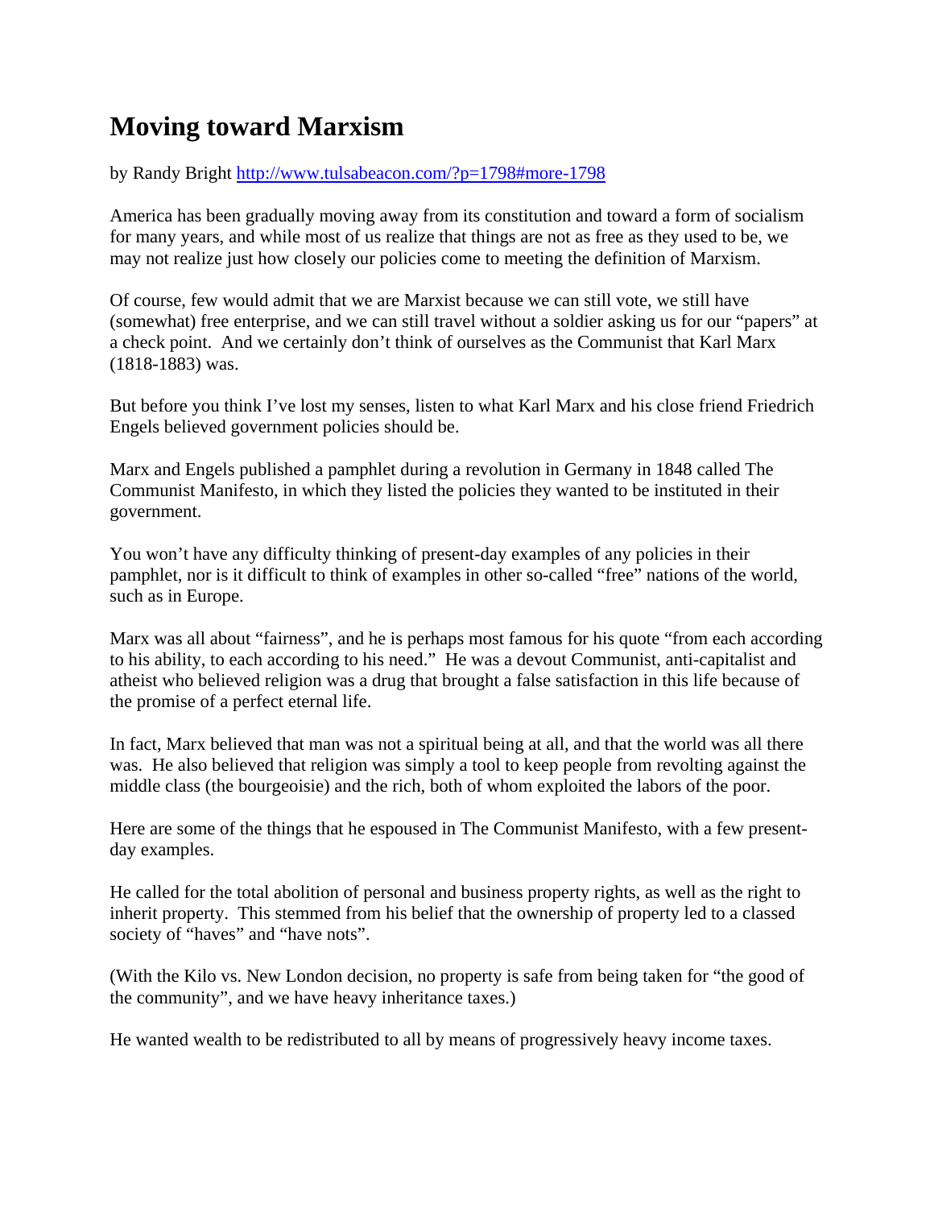# Moving toward Marxism

by Randy Bright http://www.tulsabeacon.com/?p=1798#more-1798

America has been gradually moving away from its constitution and toward a form of socialism for many years, and while most of us realize that things are not as free as they used to be, we may not realize just how closely our policies come to meeting the definition of Marxism.

Of course, few would admit that we are Marxist because we can still vote, we still have (somewhat) free enterprise, and we can still travel without a soldier asking us for our "papers" at a check point. And we certainly don't think of ourselves as the Communist that Karl Marx (1818-1883) was.

But before you think I've lost my senses, listen to what Karl Marx and his close friend Friedrich Engels believed government policies should be.

Marx and Engels published a pamphlet during a revolution in Germany in 1848 called The Communist Manifesto, in which they listed the policies they wanted to be instituted in their government.

You won't have any difficulty thinking of present-day examples of any policies in their pamphlet, nor is it difficult to think of examples in other so-called "free" nations of the world, such as in Europe.

Marx was all about "fairness", and he is perhaps most famous for his quote "from each according to his ability, to each according to his need." He was a devout Communist, anti-capitalist and atheist who believed religion was a drug that brought a false satisfaction in this life because of the promise of a perfect eternal life.

In fact, Marx believed that man was not a spiritual being at all, and that the world was all there was. He also believed that religion was simply a tool to keep people from revolting against the middle class (the bourgeoisie) and the rich, both of whom exploited the labors of the poor.

Here are some of the things that he espoused in The Communist Manifesto, with a few present-day examples.

He called for the total abolition of personal and business property rights, as well as the right to inherit property. This stemmed from his belief that the ownership of property led to a classed society of "haves" and "have nots".

(With the Kilo vs. New London decision, no property is safe from being taken for "the good of the community", and we have heavy inheritance taxes.)

He wanted wealth to be redistributed to all by means of progressively heavy income taxes.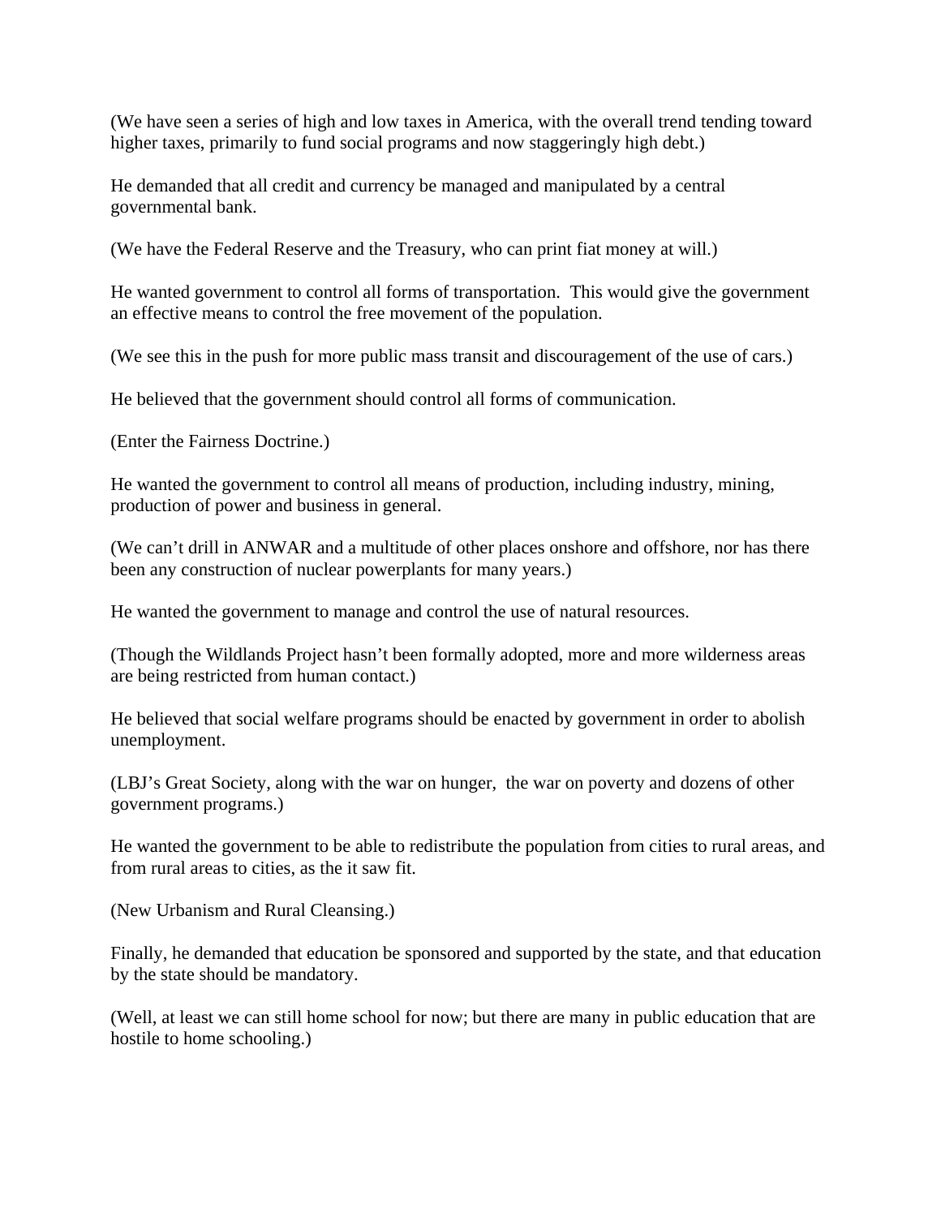(We have seen a series of high and low taxes in America, with the overall trend tending toward higher taxes, primarily to fund social programs and now staggeringly high debt.)

He demanded that all credit and currency be managed and manipulated by a central governmental bank.

(We have the Federal Reserve and the Treasury, who can print fiat money at will.)

He wanted government to control all forms of transportation. This would give the government an effective means to control the free movement of the population.

(We see this in the push for more public mass transit and discouragement of the use of cars.)

He believed that the government should control all forms of communication.

(Enter the Fairness Doctrine.)

He wanted the government to control all means of production, including industry, mining, production of power and business in general.

(We can't drill in ANWAR and a multitude of other places onshore and offshore, nor has there been any construction of nuclear powerplants for many years.)

He wanted the government to manage and control the use of natural resources.

(Though the Wildlands Project hasn't been formally adopted, more and more wilderness areas are being restricted from human contact.)

He believed that social welfare programs should be enacted by government in order to abolish unemployment.

(LBJ's Great Society, along with the war on hunger, the war on poverty and dozens of other government programs.)

He wanted the government to be able to redistribute the population from cities to rural areas, and from rural areas to cities, as the it saw fit.

(New Urbanism and Rural Cleansing.)

Finally, he demanded that education be sponsored and supported by the state, and that education by the state should be mandatory.

(Well, at least we can still home school for now; but there are many in public education that are hostile to home schooling.)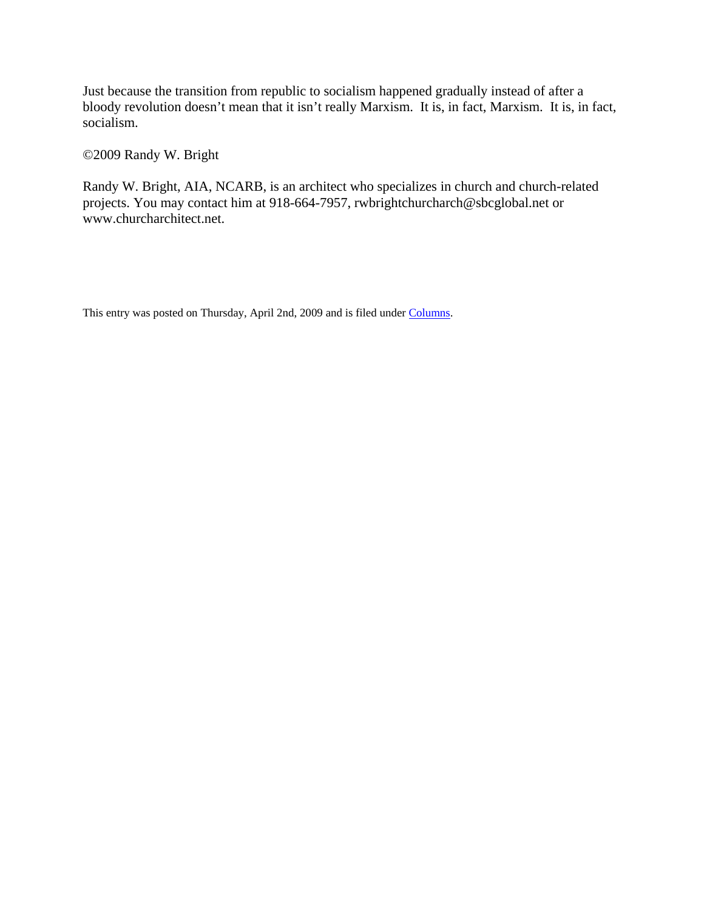Just because the transition from republic to socialism happened gradually instead of after a bloody revolution doesn't mean that it isn't really Marxism. It is, in fact, Marxism. It is, in fact, socialism.

©2009 Randy W. Bright

Randy W. Bright, AIA, NCARB, is an architect who specializes in church and church-related projects. You may contact him at 918-664-7957, rwbrightchurcharch@sbcglobal.net or www.churcharchitect.net.

This entry was posted on Thursday, April 2nd, 2009 and is filed under Columns.